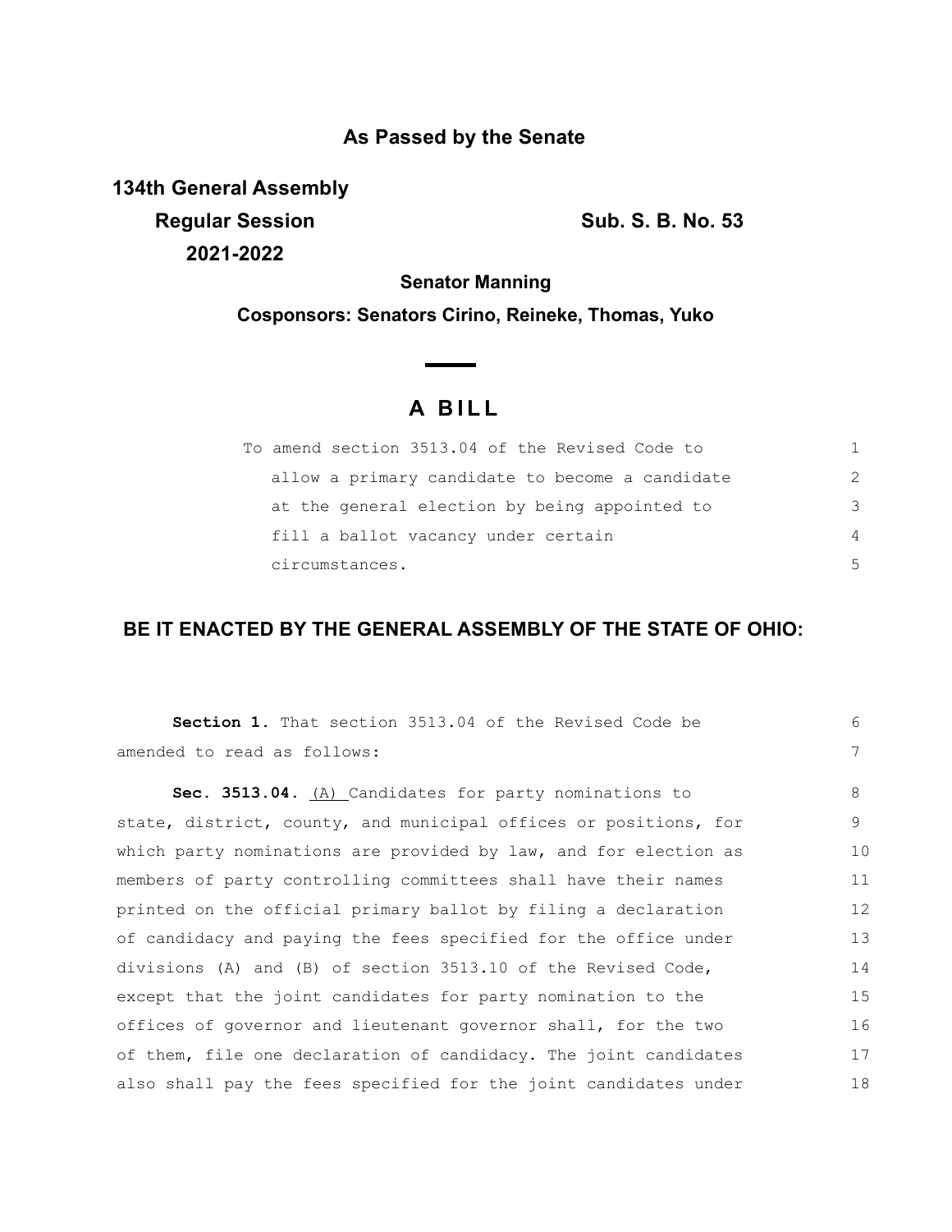## As Passed by the Senate

**134th General Assembly**
**Regular Session**
**2021-2022**

**Sub. S. B. No. 53**

**Senator Manning**

**Cosponsors: Senators Cirino, Reineke, Thomas, Yuko**

# A BILL

To amend section 3513.04 of the Revised Code to allow a primary candidate to become a candidate at the general election by being appointed to fill a ballot vacancy under certain circumstances.

**BE IT ENACTED BY THE GENERAL ASSEMBLY OF THE STATE OF OHIO:**

**Section 1.** That section 3513.04 of the Revised Code be amended to read as follows:

**Sec. 3513.04.** (A) Candidates for party nominations to state, district, county, and municipal offices or positions, for which party nominations are provided by law, and for election as members of party controlling committees shall have their names printed on the official primary ballot by filing a declaration of candidacy and paying the fees specified for the office under divisions (A) and (B) of section 3513.10 of the Revised Code, except that the joint candidates for party nomination to the offices of governor and lieutenant governor shall, for the two of them, file one declaration of candidacy. The joint candidates also shall pay the fees specified for the joint candidates under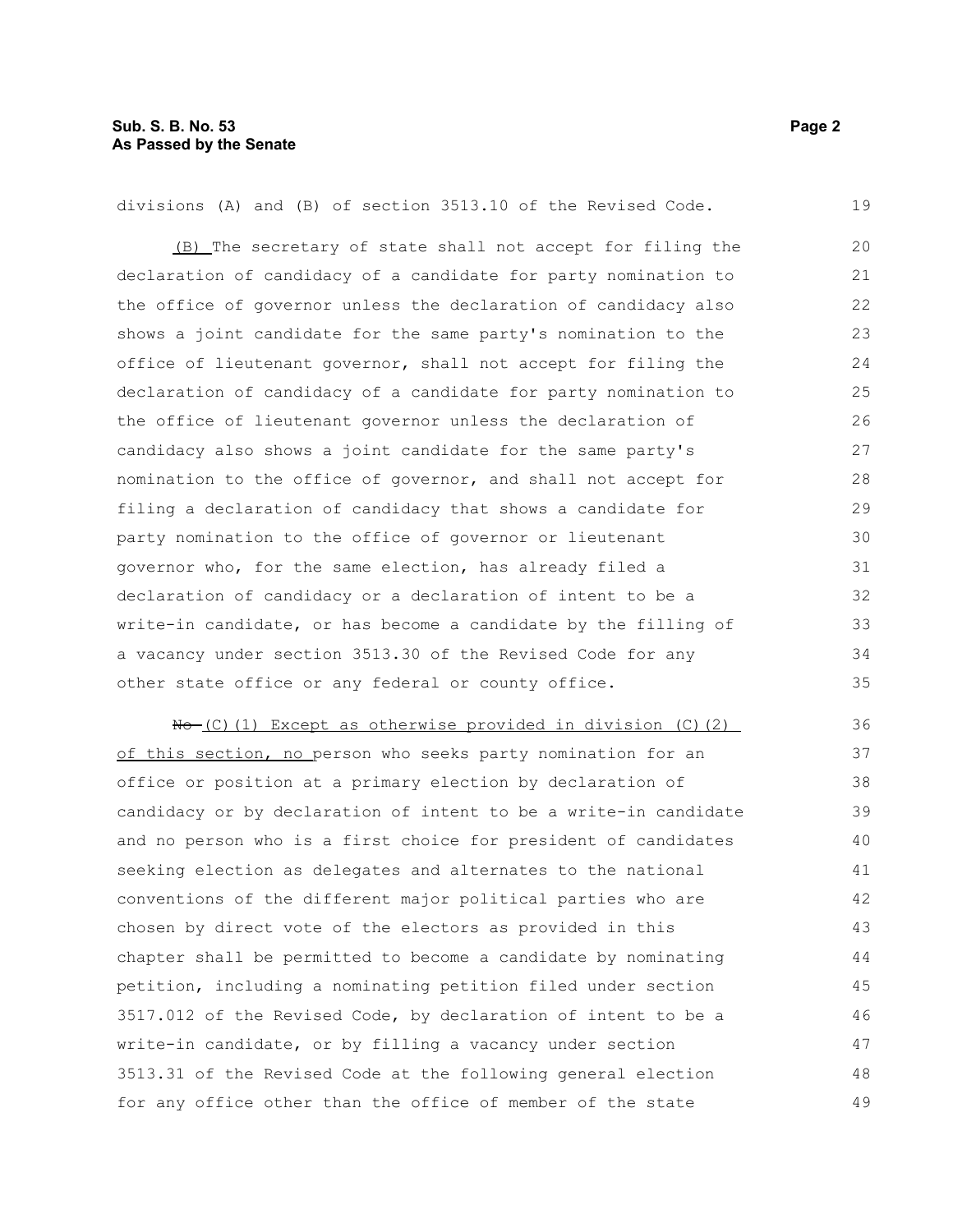divisions (A) and (B) of section 3513.10 of the Revised Code.

(B) The secretary of state shall not accept for filing the declaration of candidacy of a candidate for party nomination to the office of governor unless the declaration of candidacy also shows a joint candidate for the same party's nomination to the office of lieutenant governor, shall not accept for filing the declaration of candidacy of a candidate for party nomination to the office of lieutenant governor unless the declaration of candidacy also shows a joint candidate for the same party's nomination to the office of governor, and shall not accept for filing a declaration of candidacy that shows a candidate for party nomination to the office of governor or lieutenant governor who, for the same election, has already filed a declaration of candidacy or a declaration of intent to be a write-in candidate, or has become a candidate by the filling of a vacancy under section 3513.30 of the Revised Code for any other state office or any federal or county office.

~~No~~ (C)(1) Except as otherwise provided in division (C)(2) of this section, no person who seeks party nomination for an office or position at a primary election by declaration of candidacy or by declaration of intent to be a write-in candidate and no person who is a first choice for president of candidates seeking election as delegates and alternates to the national conventions of the different major political parties who are chosen by direct vote of the electors as provided in this chapter shall be permitted to become a candidate by nominating petition, including a nominating petition filed under section 3517.012 of the Revised Code, by declaration of intent to be a write-in candidate, or by filling a vacancy under section 3513.31 of the Revised Code at the following general election for any office other than the office of member of the state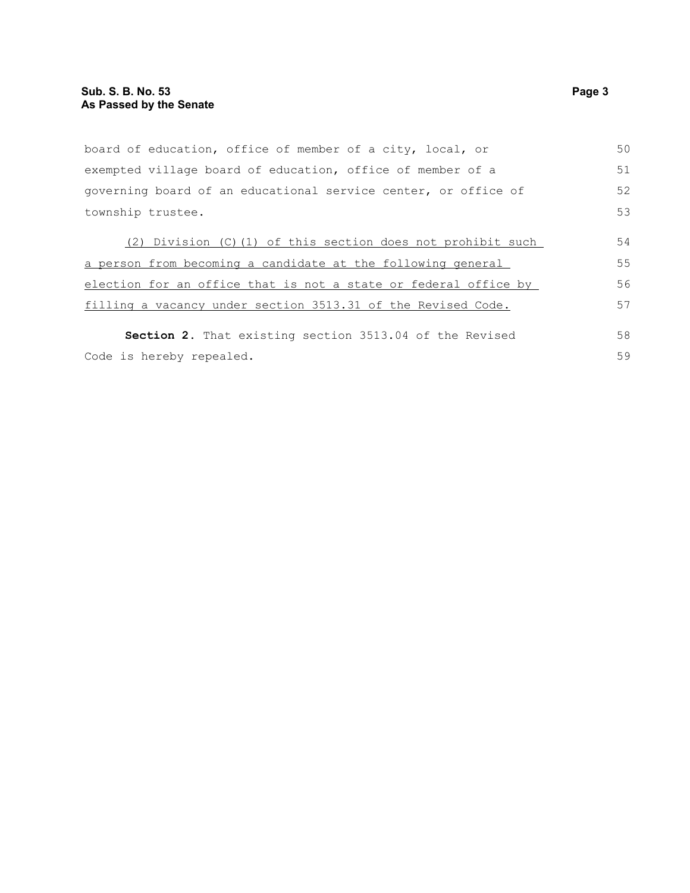board of education, office of member of a city, local, or exempted village board of education, office of member of a governing board of an educational service center, or office of township trustee.

<u>(2) Division (C)(1) of this section does not prohibit such a person from becoming a candidate at the following general election for an office that is not a state or federal office by filling a vacancy under section 3513.31 of the Revised Code.</u>

**Section 2.** That existing section 3513.04 of the Revised Code is hereby repealed.